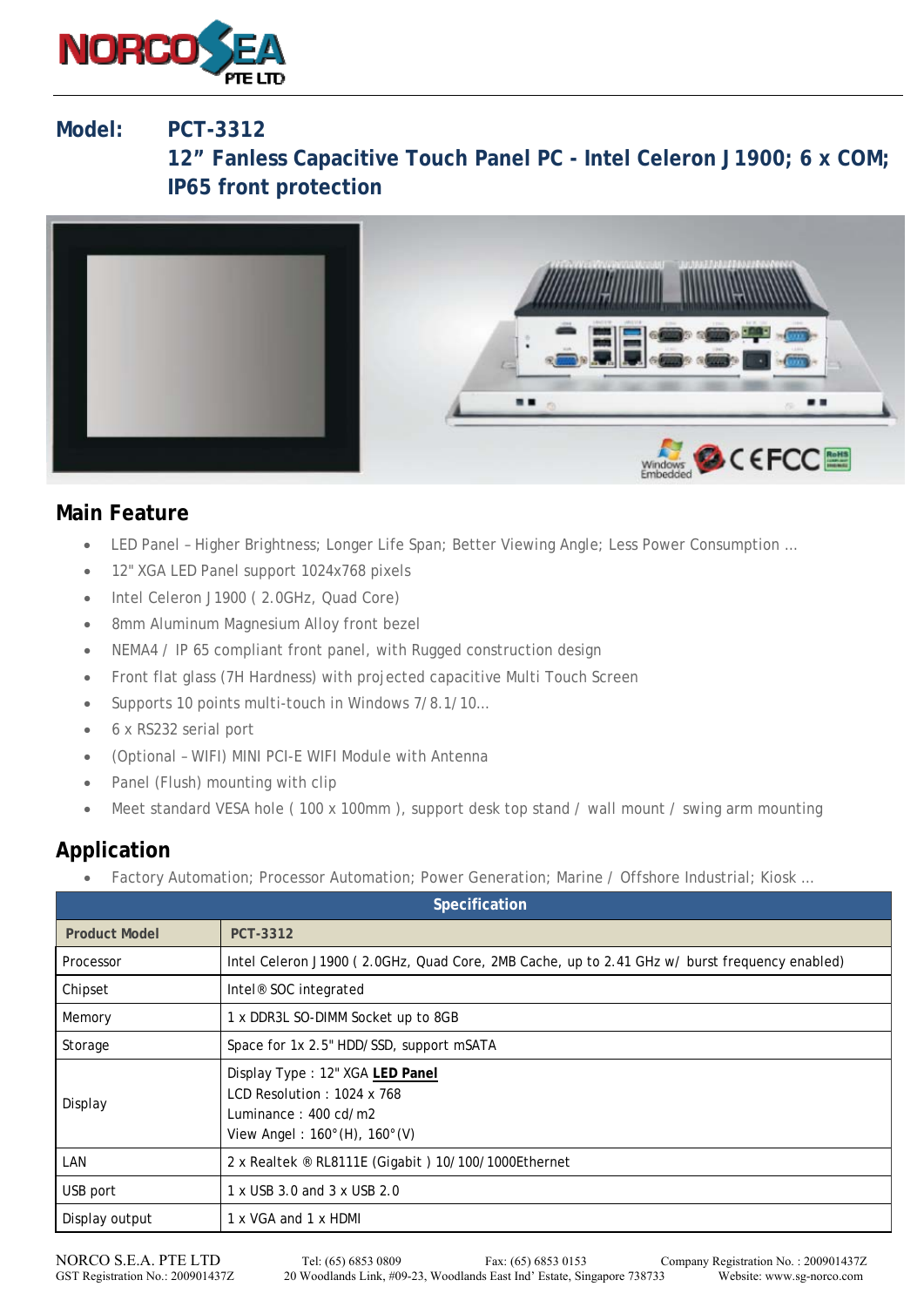**Model: PCT-3312**

## 12" Fanless Capacitive Touch Panel PC - Intel Celeron J1900; 6 x COM; IP65 front protection

## Main Feature

- LED Panel – Higher Brightness; Longer Life Span; Better Viewing Angle; Less Power Consumption …
- 12" XGA LED Panel support 1024x768 pixels
- Intel Celeron J1900 ( 2.0GHz, Quad Core)
- 8mm Aluminum Magnesium Alloy front bezel
- NEMA4 / IP 65 compliant front panel, with Rugged construction design
- Front flat glass (7H Hardness) with projected capacitive Multi Touch Screen
- Supports 10 points multi-touch in Windows 7/8.1/10…
- 6 x RS232 serial port
- (Optional – WIFI) MINI PCI-E WIFI Module with Antenna
- Panel (Flush) mounting with clip
- Meet standard VESA hole ( 100 x 100mm ), support desk top stand / wall mount / swing arm mounting

## Application

- Factory Automation; Processor Automation; Power Generation; Marine / Offshore Industrial; Kiosk …

| Specification | |
|---|---|
| **Product Model** | **PCT-3312** |
| Processor | Intel Celeron J1900 ( 2.0GHz, Quad Core, 2MB Cache, up to 2.41 GHz w/ burst frequency enabled) |
| Chipset | Intel® SOC integrated |
| Memory | 1 x DDR3L SO-DIMM Socket up to 8GB |
| Storage | Space for 1x 2.5" HDD/SSD, support mSATA |
| Display | Display Type : 12" XGA **LED Panel**<br>LCD Resolution : 1024 x 768<br>Luminance : 400 cd/m2<br>View Angel : 160°(H), 160°(V) |
| LAN | 2 x Realtek ® RL8111E (Gigabit ) 10/100/1000Ethernet |
| USB port | 1 x USB 3.0 and 3 x USB 2.0 |
| Display output | 1 x VGA and 1 x HDMI |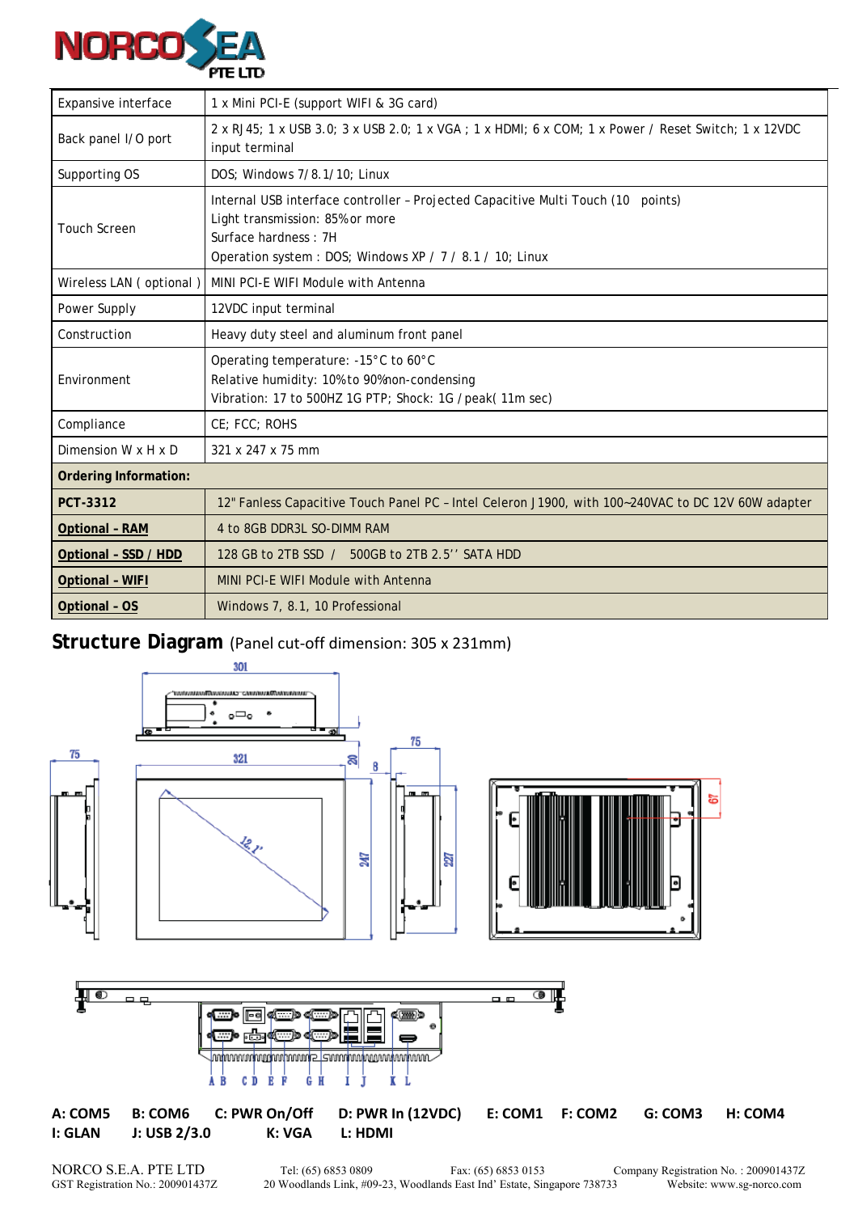| | |
|---|---|
| Expansive interface | 1 x Mini PCI-E (support WIFI & 3G card) |
| Back panel I/O port | 2 x RJ45; 1 x USB 3.0; 3 x USB 2.0; 1 x VGA ; 1 x HDMI; 6 x COM; 1 x Power / Reset Switch; 1 x 12VDC input terminal |
| Supporting OS | DOS; Windows 7/8.1/10; Linux |
| Touch Screen | Internal USB interface controller – Projected Capacitive Multi Touch (10 points)<br>Light transmission: 85% or more<br>Surface hardness : 7H<br>Operation system : DOS; Windows XP / 7 / 8.1 / 10; Linux |
| Wireless LAN ( optional ) | MINI PCI-E WIFI Module with Antenna |
| Power Supply | 12VDC input terminal |
| Construction | Heavy duty steel and aluminum front panel |
| Environment | Operating temperature: -15°C to 60°C<br>Relative humidity: 10% to 90% non-condensing<br>Vibration: 17 to 500HZ 1G PTP; Shock: 1G / peak( 11m sec) |
| Compliance | CE; FCC; ROHS |
| Dimension W x H x D | 321 x 247 x 75 mm |
| **Ordering Information:** | |
| **PCT-3312** | 12" Fanless Capacitive Touch Panel PC – Intel Celeron J1900, with 100~240VAC to DC 12V 60W adapter |
| **Optional – RAM** | 4 to 8GB DDR3L SO-DIMM RAM |
| **Optional – SSD / HDD** | 128 GB to 2TB SSD / 500GB to 2TB 2.5'' SATA HDD |
| **Optional – WIFI** | MINI PCI-E WIFI Module with Antenna |
| **Optional – OS** | Windows 7, 8.1, 10 Professional |

## Structure Diagram (Panel cut-off dimension: 305 x 231mm)

301

75

321

20

8

75

12.1"

247

227

67

A B C D E F G H I J K L

**A: COM5 B: COM6 C: PWR On/Off D: PWR In (12VDC) E: COM1 F: COM2 G: COM3 H: COM4**
**I: GLAN J: USB 2/3.0 K: VGA L: HDMI**

NORCO S.E.A. PTE LTD Tel: (65) 6853 0809 Fax: (65) 6853 0153 Company Registration No. : 200901437Z
GST Registration No.: 200901437Z 20 Woodlands Link, #09-23, Woodlands East Ind' Estate, Singapore 738733 Website: www.sg-norco.com